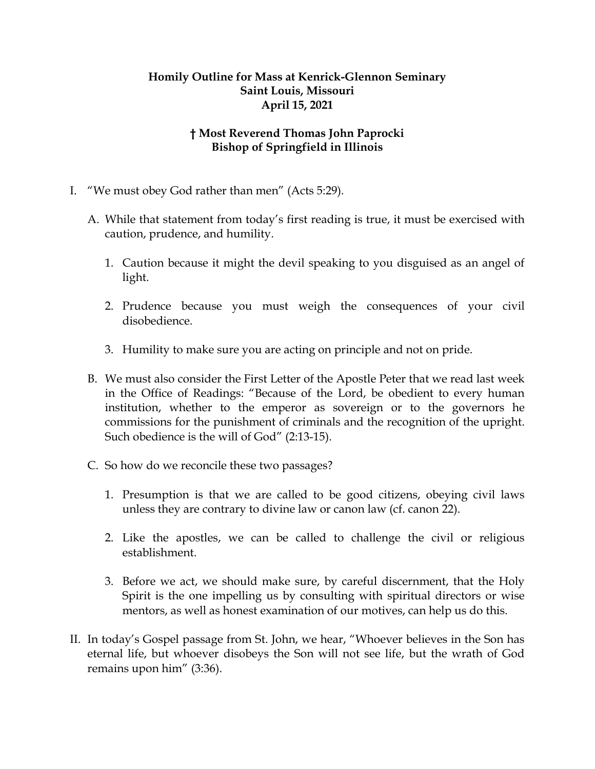**Homily Outline for Mass at Kenrick-Glennon Seminary**
**Saint Louis, Missouri**
**April 15, 2021**

**† Most Reverend Thomas John Paprocki**
**Bishop of Springfield in Illinois**

I. "We must obey God rather than men" (Acts 5:29).

   A. While that statement from today's first reading is true, it must be exercised with caution, prudence, and humility.

      1. Caution because it might the devil speaking to you disguised as an angel of light.

      2. Prudence because you must weigh the consequences of your civil disobedience.

      3. Humility to make sure you are acting on principle and not on pride.

   B. We must also consider the First Letter of the Apostle Peter that we read last week in the Office of Readings: "Because of the Lord, be obedient to every human institution, whether to the emperor as sovereign or to the governors he commissions for the punishment of criminals and the recognition of the upright. Such obedience is the will of God" (2:13-15).

   C. So how do we reconcile these two passages?

      1. Presumption is that we are called to be good citizens, obeying civil laws unless they are contrary to divine law or canon law (cf. canon 22).

      2. Like the apostles, we can be called to challenge the civil or religious establishment.

      3. Before we act, we should make sure, by careful discernment, that the Holy Spirit is the one impelling us by consulting with spiritual directors or wise mentors, as well as honest examination of our motives, can help us do this.

II. In today's Gospel passage from St. John, we hear, "Whoever believes in the Son has eternal life, but whoever disobeys the Son will not see life, but the wrath of God remains upon him" (3:36).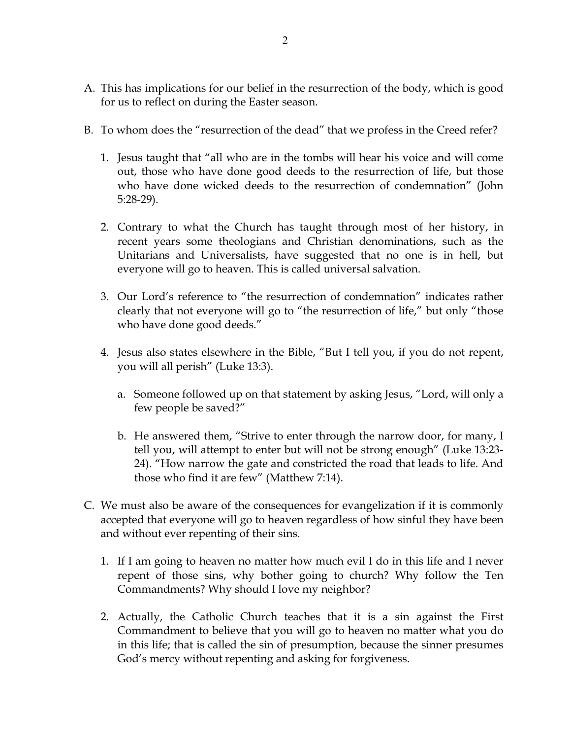A. This has implications for our belief in the resurrection of the body, which is good for us to reflect on during the Easter season.

B. To whom does the "resurrection of the dead" that we profess in the Creed refer?

   1. Jesus taught that "all who are in the tombs will hear his voice and will come out, those who have done good deeds to the resurrection of life, but those who have done wicked deeds to the resurrection of condemnation" (John 5:28-29).

   2. Contrary to what the Church has taught through most of her history, in recent years some theologians and Christian denominations, such as the Unitarians and Universalists, have suggested that no one is in hell, but everyone will go to heaven. This is called universal salvation.

   3. Our Lord's reference to "the resurrection of condemnation" indicates rather clearly that not everyone will go to "the resurrection of life," but only "those who have done good deeds."

   4. Jesus also states elsewhere in the Bible, "But I tell you, if you do not repent, you will all perish" (Luke 13:3).

      a. Someone followed up on that statement by asking Jesus, "Lord, will only a few people be saved?"

      b. He answered them, "Strive to enter through the narrow door, for many, I tell you, will attempt to enter but will not be strong enough" (Luke 13:23-24). "How narrow the gate and constricted the road that leads to life. And those who find it are few" (Matthew 7:14).

C. We must also be aware of the consequences for evangelization if it is commonly accepted that everyone will go to heaven regardless of how sinful they have been and without ever repenting of their sins.

   1. If I am going to heaven no matter how much evil I do in this life and I never repent of those sins, why bother going to church? Why follow the Ten Commandments? Why should I love my neighbor?

   2. Actually, the Catholic Church teaches that it is a sin against the First Commandment to believe that you will go to heaven no matter what you do in this life; that is called the sin of presumption, because the sinner presumes God's mercy without repenting and asking for forgiveness.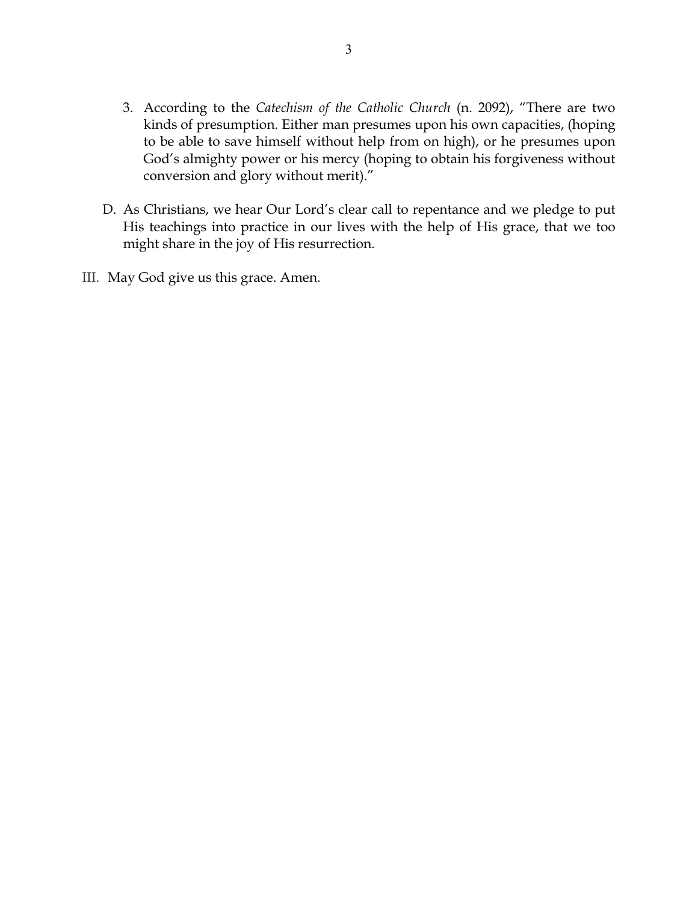3. According to the *Catechism of the Catholic Church* (n. 2092), "There are two kinds of presumption. Either man presumes upon his own capacities, (hoping to be able to save himself without help from on high), or he presumes upon God's almighty power or his mercy (hoping to obtain his forgiveness without conversion and glory without merit)."

D. As Christians, we hear Our Lord's clear call to repentance and we pledge to put His teachings into practice in our lives with the help of His grace, that we too might share in the joy of His resurrection.

III. May God give us this grace. Amen.